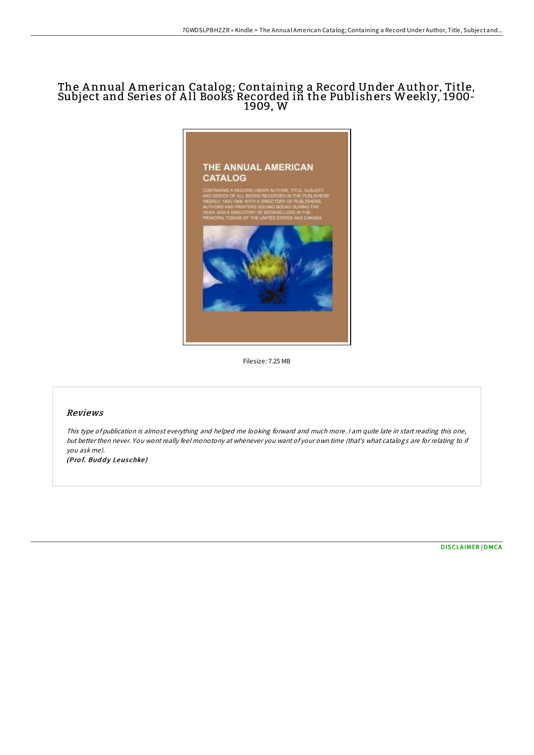# The Annual American Catalog; Containing a Record Under Author, Title, Subject and Series of All Books Recorded in the Publishers Weekly, 1900-1909, W

Filesize: 7.25 MB

## Reviews

*This type of publication is almost everything and helped me looking forward and much more. I am quite late in start reading this one, but better then never. You wont really feel monotony at whenever you want of your own time (that's what catalogs are for relating to if you ask me).*

*(Prof. Buddy Leuschke)*

DISCLAIMER | DMCA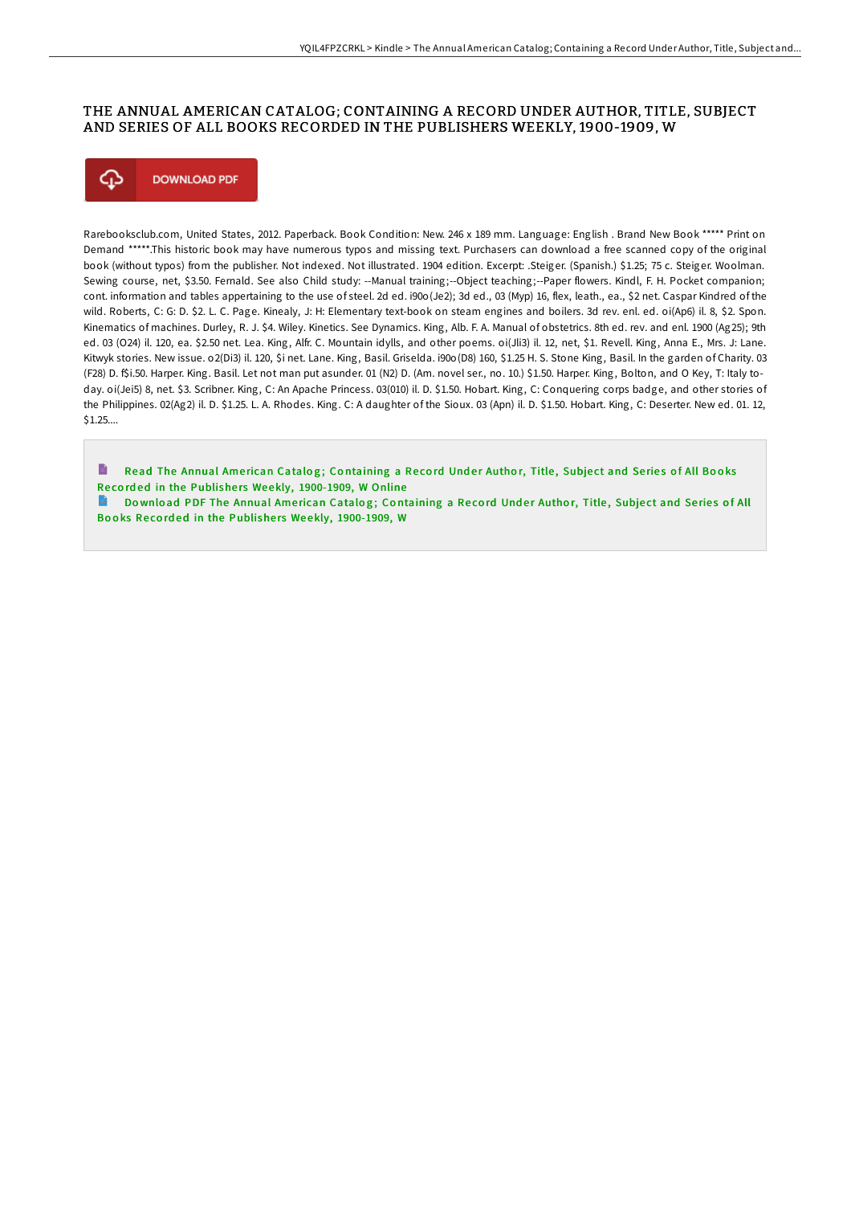# THE ANNUAL AMERICAN CATALOG; CONTAINING A RECORD UNDER AUTHOR, TITLE, SUBJECT AND SERIES OF ALL BOOKS RECORDED IN THE PUBLISHERS WEEKLY, 1900-1909, W

DOWNLOAD PDF

Rarebooksclub.com, United States, 2012. Paperback. Book Condition: New. 246 x 189 mm. Language: English . Brand New Book ***** Print on Demand *****.This historic book may have numerous typos and missing text. Purchasers can download a free scanned copy of the original book (without typos) from the publisher. Not indexed. Not illustrated. 1904 edition. Excerpt: .Steiger. (Spanish.) $1.25; 75 c. Steiger. Woolman. Sewing course, net, $3.50. Fernald. See also Child study: --Manual training;--Object teaching;--Paper flowers. Kindl, F. H. Pocket companion; cont. information and tables appertaining to the use of steel. 2d ed. i90o(Je2); 3d ed., 03 (Myp) 16, flex, leath., ea., $2 net. Caspar Kindred of the wild. Roberts, C: G: D. $2. L. C. Page. Kinealy, J: H: Elementary text-book on steam engines and boilers. 3d rev. enl. ed. oi(Ap6) il. 8, $2. Spon. Kinematics of machines. Durley, R. J. $4. Wiley. Kinetics. See Dynamics. King, Alb. F. A. Manual of obstetrics. 8th ed. rev. and enl. 1900 (Ag25); 9th ed. 03 (O24) il. 120, ea. $2.50 net. Lea. King, Alfr. C. Mountain idylls, and other poems. oi(Jli3) il. 12, net, $1. Revell. King, Anna E., Mrs. J: Lane. Kitwyk stories. New issue. o2(Di3) il. 120, $i net. Lane. King, Basil. Griselda. i90o(D8) 160, $1.25 H. S. Stone King, Basil. In the garden of Charity. 03 (F28) D. f$i.50. Harper. King. Basil. Let not man put asunder. 01 (N2) D. (Am. novel ser., no. 10.) $1.50. Harper. King, Bolton, and O Key, T: Italy to-day. oi(Jei5) 8, net. $3. Scribner. King, C: An Apache Princess. 03(010) il. D. $1.50. Hobart. King, C: Conquering corps badge, and other stories of the Philippines. 02(Ag2) il. D. $1.25. L. A. Rhodes. King. C: A daughter of the Sioux. 03 (Apn) il. D. $1.50. Hobart. King, C: Deserter. New ed. 01. 12, $1.25....

Read The Annual American Catalog; Containing a Record Under Author, Title, Subject and Series of All Books Recorded in the Publishers Weekly, 1900-1909, W Online

Download PDF The Annual American Catalog; Containing a Record Under Author, Title, Subject and Series of All Books Recorded in the Publishers Weekly, 1900-1909, W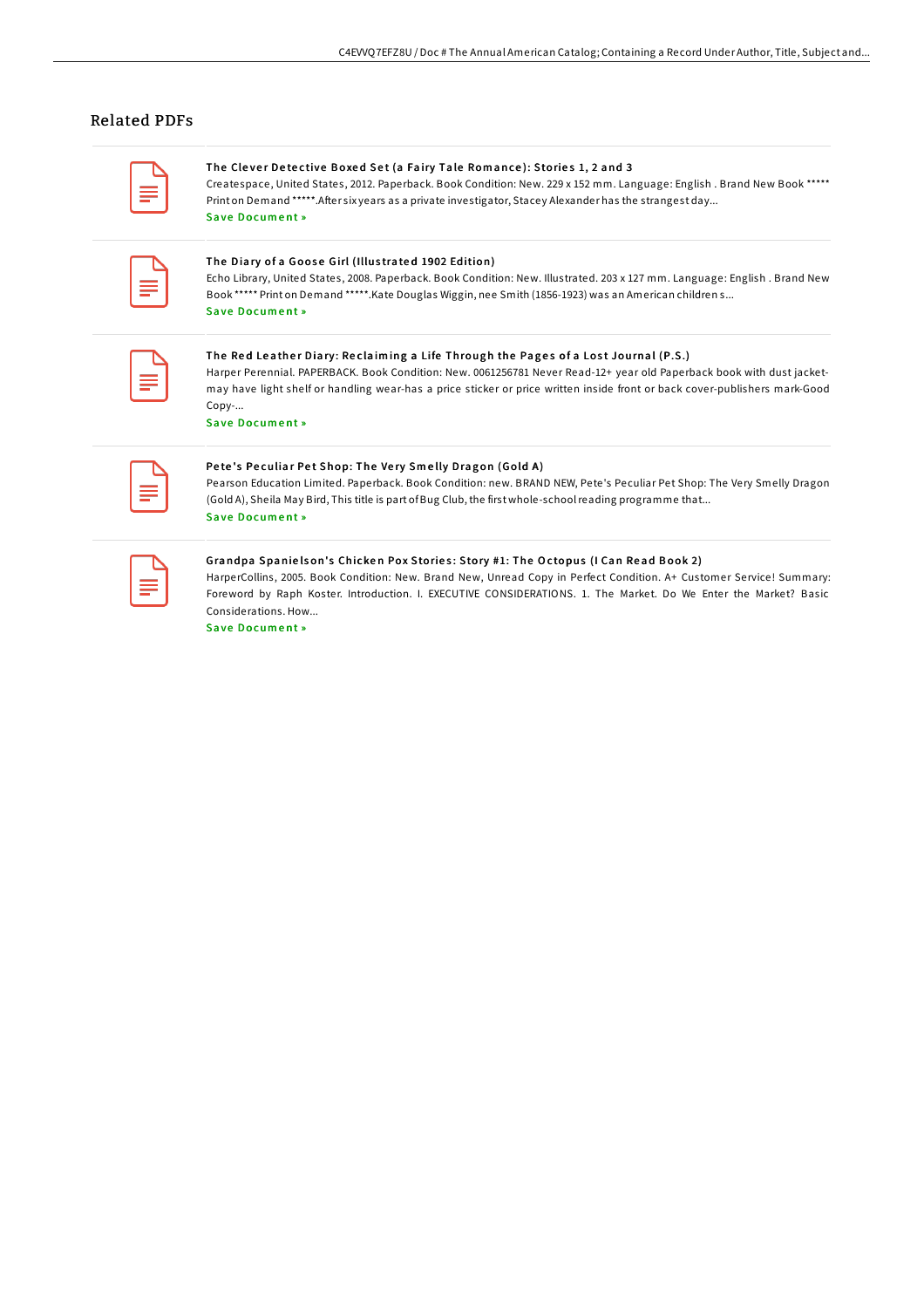## Related PDFs

### The Clever Detective Boxed Set (a Fairy Tale Romance): Stories 1, 2 and 3

Createspace, United States, 2012. Paperback. Book Condition: New. 229 x 152 mm. Language: English . Brand New Book ***** Print on Demand *****.After six years as a private investigator, Stacey Alexander has the strangest day...

Save Document »

### The Diary of a Goose Girl (Illustrated 1902 Edition)

Echo Library, United States, 2008. Paperback. Book Condition: New. Illustrated. 203 x 127 mm. Language: English . Brand New Book ***** Print on Demand *****.Kate Douglas Wiggin, nee Smith (1856-1923) was an American children s...

Save Document »

### The Red Leather Diary: Reclaiming a Life Through the Pages of a Lost Journal (P.S.)

Harper Perennial. PAPERBACK. Book Condition: New. 0061256781 Never Read-12+ year old Paperback book with dust jacket-may have light shelf or handling wear-has a price sticker or price written inside front or back cover-publishers mark-Good Copy-...

Save Document »

### Pete's Peculiar Pet Shop: The Very Smelly Dragon (Gold A)

Pearson Education Limited. Paperback. Book Condition: new. BRAND NEW, Pete's Peculiar Pet Shop: The Very Smelly Dragon (Gold A), Sheila May Bird, This title is part of Bug Club, the first whole-school reading programme that...

Save Document »

### Grandpa Spanielson's Chicken Pox Stories: Story #1: The Octopus (I Can Read Book 2)

HarperCollins, 2005. Book Condition: New. Brand New, Unread Copy in Perfect Condition. A+ Customer Service! Summary: Foreword by Raph Koster. Introduction. I. EXECUTIVE CONSIDERATIONS. 1. The Market. Do We Enter the Market? Basic Considerations. How...

Save Document »